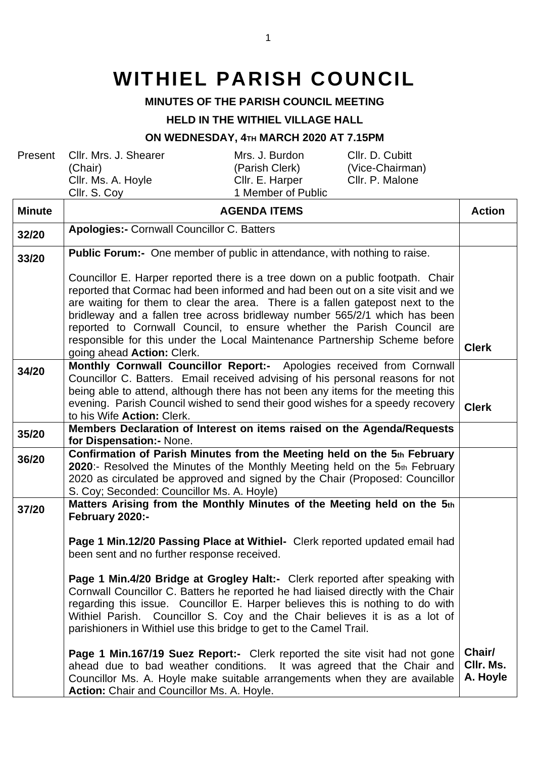# WITHIEL PARISH COUNCIL

**MINUTES OF THE PARISH COUNCIL MEETING**

**HELD IN THE WITHIEL VILLAGE HALL**

**ON WEDNESDAY, 4TH MARCH 2020 AT 7.15PM**

| Present | | | |
|---|---|---|---|
| | Cllr. Mrs. J. Shearer (Chair) | Mrs. J. Burdon (Parish Clerk) | Cllr. D. Cubitt (Vice-Chairman) |
| | Cllr. Ms. A. Hoyle | Cllr. E. Harper | Cllr. P. Malone |
| | Cllr. S. Coy | 1 Member of Public | |

| Minute | AGENDA ITEMS | Action |
|---|---|---|
| 32/20 | **Apologies:-** Cornwall Councillor C. Batters | |
| 33/20 | **Public Forum:-** One member of public in attendance, with nothing to raise.<br><br>Councillor E. Harper reported there is a tree down on a public footpath. Chair reported that Cormac had been informed and had been out on a site visit and we are waiting for them to clear the area. There is a fallen gatepost next to the bridleway and a fallen tree across bridleway number 565/2/1 which has been reported to Cornwall Council, to ensure whether the Parish Council are responsible for this under the Local Maintenance Partnership Scheme before going ahead **Action:** Clerk. | **Clerk** |
| 34/20 | **Monthly Cornwall Councillor Report:-** Apologies received from Cornwall Councillor C. Batters. Email received advising of his personal reasons for not being able to attend, although there has not been any items for the meeting this evening. Parish Council wished to send their good wishes for a speedy recovery to his Wife **Action:** Clerk. | **Clerk** |
| 35/20 | **Members Declaration of Interest on items raised on the Agenda/Requests for Dispensation:-** None. | |
| 36/20 | **Confirmation of Parish Minutes from the Meeting held on the 5th February 2020**:- Resolved the Minutes of the Monthly Meeting held on the 5th February 2020 as circulated be approved and signed by the Chair (Proposed: Councillor S. Coy; Seconded: Councillor Ms. A. Hoyle) | |
| 37/20 | **Matters Arising from the Monthly Minutes of the Meeting held on the 5th February 2020:-**<br><br>**Page 1 Min.12/20 Passing Place at Withiel-** Clerk reported updated email had been sent and no further response received.<br><br>**Page 1 Min.4/20 Bridge at Grogley Halt:-** Clerk reported after speaking with Cornwall Councillor C. Batters he reported he had liaised directly with the Chair regarding this issue. Councillor E. Harper believes this is nothing to do with Withiel Parish. Councillor S. Coy and the Chair believes it is as a lot of parishioners in Withiel use this bridge to get to the Camel Trail.<br><br>**Page 1 Min.167/19 Suez Report:-** Clerk reported the site visit had not gone ahead due to bad weather conditions. It was agreed that the Chair and Councillor Ms. A. Hoyle make suitable arrangements when they are available **Action:** Chair and Councillor Ms. A. Hoyle. | **Chair/ Cllr. Ms. A. Hoyle** |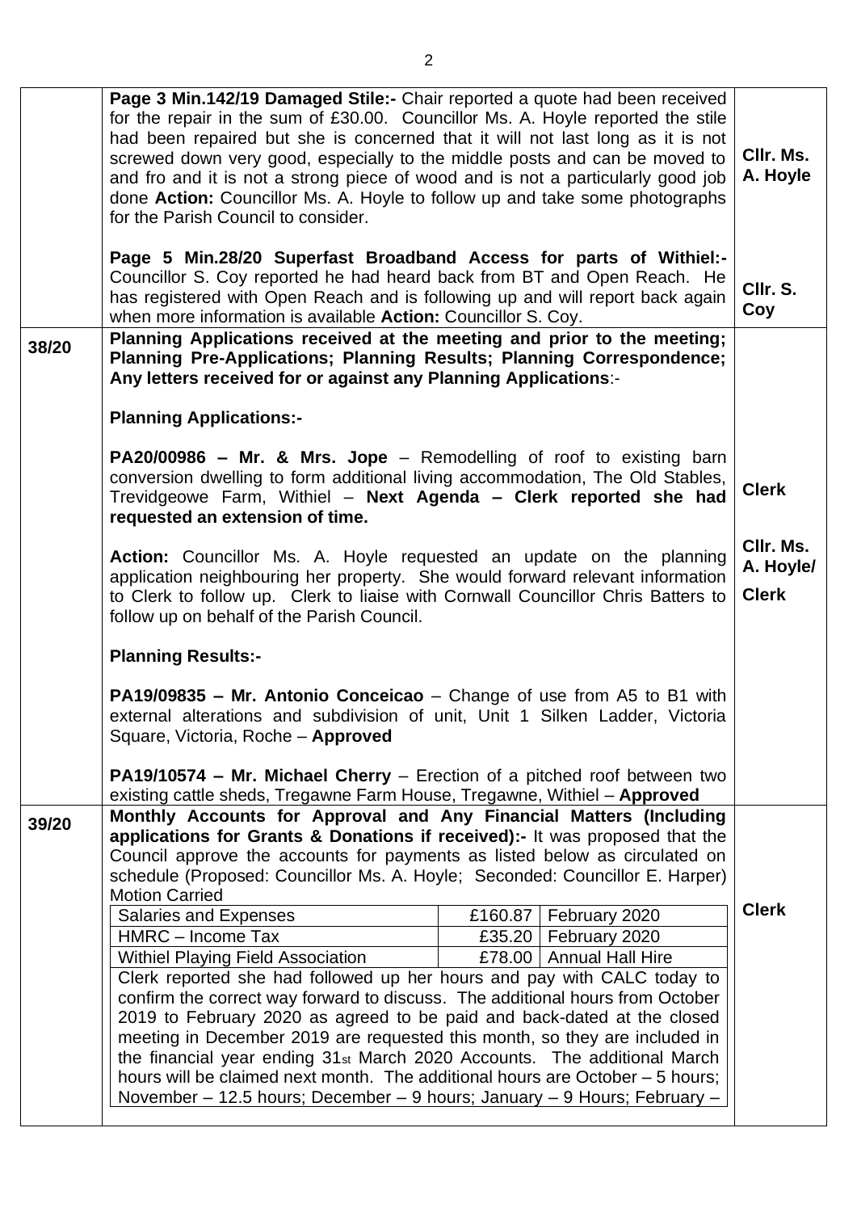| | | |
|---|---|---|
| | **Page 3 Min.142/19 Damaged Stile:-** Chair reported a quote had been received for the repair in the sum of £30.00. Councillor Ms. A. Hoyle reported the stile had been repaired but she is concerned that it will not last long as it is not screwed down very good, especially to the middle posts and can be moved to and fro and it is not a strong piece of wood and is not a particularly good job done **Action:** Councillor Ms. A. Hoyle to follow up and take some photographs for the Parish Council to consider.<br><br>**Page 5 Min.28/20 Superfast Broadband Access for parts of Withiel:-** Councillor S. Coy reported he had heard back from BT and Open Reach. He has registered with Open Reach and is following up and will report back again when more information is available **Action:** Councillor S. Coy. | Cllr. Ms. A. Hoyle<br><br>Cllr. S. Coy |
| 38/20 | **Planning Applications received at the meeting and prior to the meeting; Planning Pre-Applications; Planning Results; Planning Correspondence; Any letters received for or against any Planning Applications**:-<br><br>**Planning Applications:-**<br><br>**PA20/00986 – Mr. & Mrs. Jope** – Remodelling of roof to existing barn conversion dwelling to form additional living accommodation, The Old Stables, Trevidgeowe Farm, Withiel – **Next Agenda – Clerk reported she had requested an extension of time.**<br><br>**Action:** Councillor Ms. A. Hoyle requested an update on the planning application neighbouring her property. She would forward relevant information to Clerk to follow up. Clerk to liaise with Cornwall Councillor Chris Batters to follow up on behalf of the Parish Council.<br><br>**Planning Results:-**<br><br>**PA19/09835 – Mr. Antonio Conceicao** – Change of use from A5 to B1 with external alterations and subdivision of unit, Unit 1 Silken Ladder, Victoria Square, Victoria, Roche – **Approved**<br><br>**PA19/10574 – Mr. Michael Cherry** – Erection of a pitched roof between two existing cattle sheds, Tregawne Farm House, Tregawne, Withiel – **Approved** | Clerk<br><br>Cllr. Ms. A. Hoyle/ Clerk |
| 39/20 | **Monthly Accounts for Approval and Any Financial Matters (Including applications for Grants & Donations if received):-** It was proposed that the Council approve the accounts for payments as listed below as circulated on schedule (Proposed: Councillor Ms. A. Hoyle; Seconded: Councillor E. Harper) Motion Carried<br><br>Salaries and Expenses – £160.87 – February 2020<br>HMRC – Income Tax – £35.20 – February 2020<br>Withiel Playing Field Association – £78.00 – Annual Hall Hire<br><br>Clerk reported she had followed up her hours and pay with CALC today to confirm the correct way forward to discuss. The additional hours from October 2019 to February 2020 as agreed to be paid and back-dated at the closed meeting in December 2019 are requested this month, so they are included in the financial year ending 31st March 2020 Accounts. The additional March hours will be claimed next month. The additional hours are October – 5 hours; November – 12.5 hours; December – 9 hours; January – 9 Hours; February – | Clerk |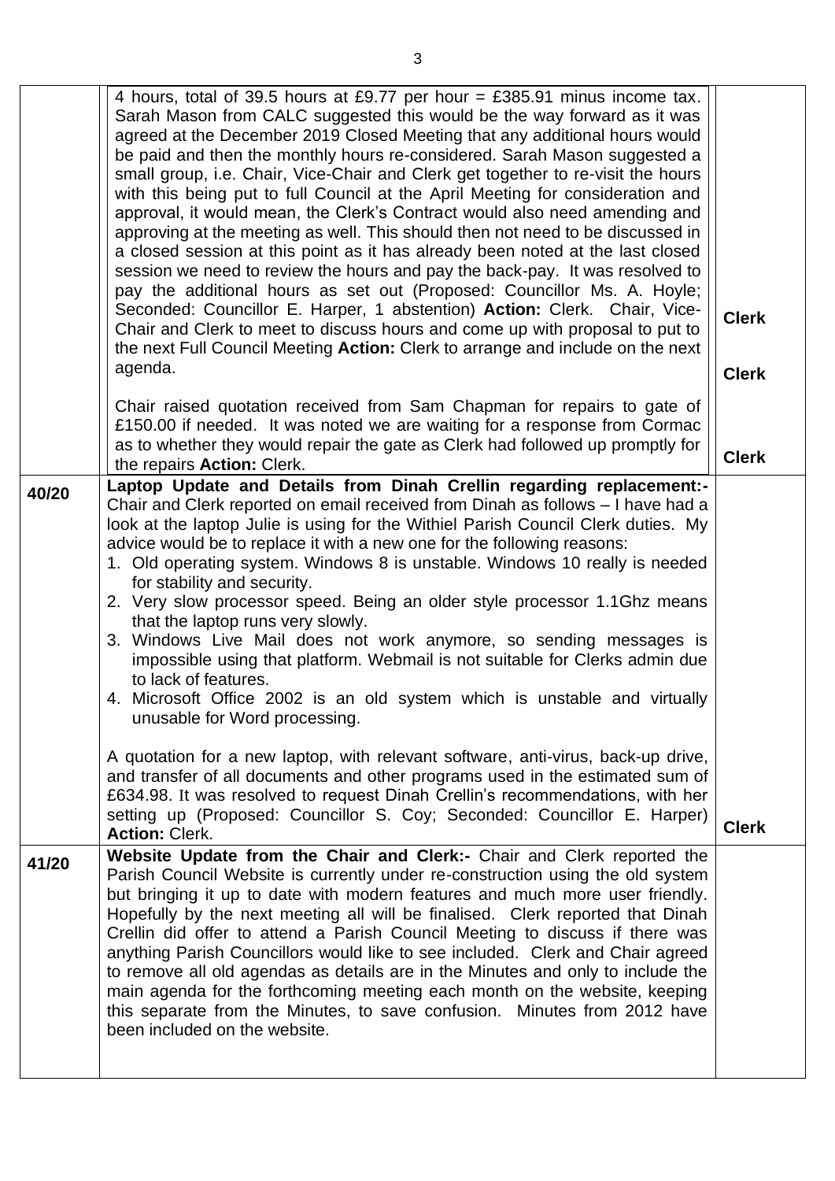| | | |
|---|---|---|
| | 4 hours, total of 39.5 hours at £9.77 per hour = £385.91 minus income tax. Sarah Mason from CALC suggested this would be the way forward as it was agreed at the December 2019 Closed Meeting that any additional hours would be paid and then the monthly hours re-considered. Sarah Mason suggested a small group, i.e. Chair, Vice-Chair and Clerk get together to re-visit the hours with this being put to full Council at the April Meeting for consideration and approval, it would mean, the Clerk's Contract would also need amending and approving at the meeting as well. This should then not need to be discussed in a closed session at this point as it has already been noted at the last closed session we need to review the hours and pay the back-pay. It was resolved to pay the additional hours as set out (Proposed: Councillor Ms. A. Hoyle; Seconded: Councillor E. Harper, 1 abstention) **Action:** Clerk. Chair, Vice-Chair and Clerk to meet to discuss hours and come up with proposal to put to the next Full Council Meeting **Action:** Clerk to arrange and include on the next agenda.<br><br>Chair raised quotation received from Sam Chapman for repairs to gate of £150.00 if needed. It was noted we are waiting for a response from Cormac as to whether they would repair the gate as Clerk had followed up promptly for the repairs **Action:** Clerk. | **Clerk**<br><br>**Clerk**<br><br>**Clerk** |
| **40/20** | **Laptop Update and Details from Dinah Crellin regarding replacement:-** Chair and Clerk reported on email received from Dinah as follows – I have had a look at the laptop Julie is using for the Withiel Parish Council Clerk duties. My advice would be to replace it with a new one for the following reasons:<br>1. Old operating system. Windows 8 is unstable. Windows 10 really is needed for stability and security.<br>2. Very slow processor speed. Being an older style processor 1.1Ghz means that the laptop runs very slowly.<br>3. Windows Live Mail does not work anymore, so sending messages is impossible using that platform. Webmail is not suitable for Clerks admin due to lack of features.<br>4. Microsoft Office 2002 is an old system which is unstable and virtually unusable for Word processing.<br><br>A quotation for a new laptop, with relevant software, anti-virus, back-up drive, and transfer of all documents and other programs used in the estimated sum of £634.98. It was resolved to request Dinah Crellin's recommendations, with her setting up (Proposed: Councillor S. Coy; Seconded: Councillor E. Harper) **Action:** Clerk. | **Clerk** |
| **41/20** | **Website Update from the Chair and Clerk:-** Chair and Clerk reported the Parish Council Website is currently under re-construction using the old system but bringing it up to date with modern features and much more user friendly. Hopefully by the next meeting all will be finalised. Clerk reported that Dinah Crellin did offer to attend a Parish Council Meeting to discuss if there was anything Parish Councillors would like to see included. Clerk and Chair agreed to remove all old agendas as details are in the Minutes and only to include the main agenda for the forthcoming meeting each month on the website, keeping this separate from the Minutes, to save confusion. Minutes from 2012 have been included on the website. | |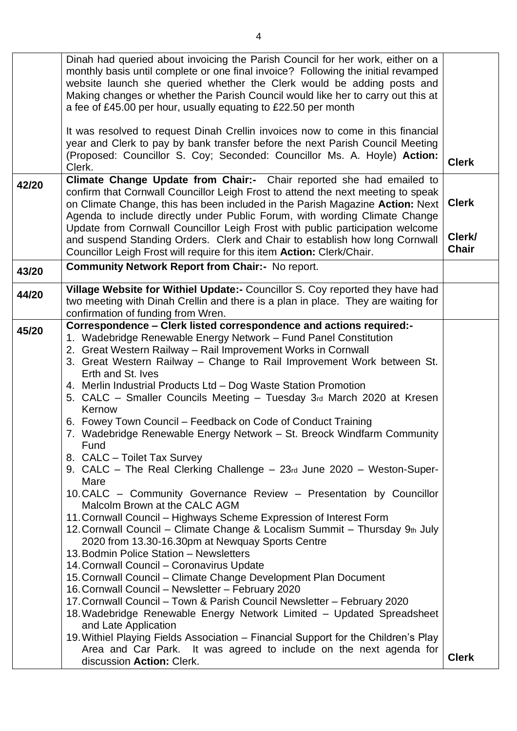| | | |
|---|---|---|
| | Dinah had queried about invoicing the Parish Council for her work, either on a monthly basis until complete or one final invoice? Following the initial revamped website launch she queried whether the Clerk would be adding posts and Making changes or whether the Parish Council would like her to carry out this at a fee of £45.00 per hour, usually equating to £22.50 per month<br><br>It was resolved to request Dinah Crellin invoices now to come in this financial year and Clerk to pay by bank transfer before the next Parish Council Meeting (Proposed: Councillor S. Coy; Seconded: Councillor Ms. A. Hoyle) **Action:** Clerk. | **Clerk** |
| **42/20** | **Climate Change Update from Chair:-** Chair reported she had emailed to confirm that Cornwall Councillor Leigh Frost to attend the next meeting to speak on Climate Change, this has been included in the Parish Magazine **Action:** Next Agenda to include directly under Public Forum, with wording Climate Change Update from Cornwall Councillor Leigh Frost with public participation welcome and suspend Standing Orders. Clerk and Chair to establish how long Cornwall Councillor Leigh Frost will require for this item **Action:** Clerk/Chair. | **Clerk**<br><br>**Clerk/ Chair** |
| **43/20** | **Community Network Report from Chair:-** No report. | |
| **44/20** | **Village Website for Withiel Update:-** Councillor S. Coy reported they have had two meeting with Dinah Crellin and there is a plan in place. They are waiting for confirmation of funding from Wren. | |
| **45/20** | **Correspondence – Clerk listed correspondence and actions required:-**<br>1. Wadebridge Renewable Energy Network – Fund Panel Constitution<br>2. Great Western Railway – Rail Improvement Works in Cornwall<br>3. Great Western Railway – Change to Rail Improvement Work between St. Erth and St. Ives<br>4. Merlin Industrial Products Ltd – Dog Waste Station Promotion<br>5. CALC – Smaller Councils Meeting – Tuesday 3rd March 2020 at Kresen Kernow<br>6. Fowey Town Council – Feedback on Code of Conduct Training<br>7. Wadebridge Renewable Energy Network – St. Breock Windfarm Community Fund<br>8. CALC – Toilet Tax Survey<br>9. CALC – The Real Clerking Challenge – 23rd June 2020 – Weston-Super-Mare<br>10. CALC – Community Governance Review – Presentation by Councillor Malcolm Brown at the CALC AGM<br>11. Cornwall Council – Highways Scheme Expression of Interest Form<br>12. Cornwall Council – Climate Change & Localism Summit – Thursday 9th July 2020 from 13.30-16.30pm at Newquay Sports Centre<br>13. Bodmin Police Station – Newsletters<br>14. Cornwall Council – Coronavirus Update<br>15. Cornwall Council – Climate Change Development Plan Document<br>16. Cornwall Council – Newsletter – February 2020<br>17. Cornwall Council – Town & Parish Council Newsletter – February 2020<br>18. Wadebridge Renewable Energy Network Limited – Updated Spreadsheet and Late Application<br>19. Withiel Playing Fields Association – Financial Support for the Children's Play Area and Car Park. It was agreed to include on the next agenda for discussion **Action:** Clerk. | **Clerk** |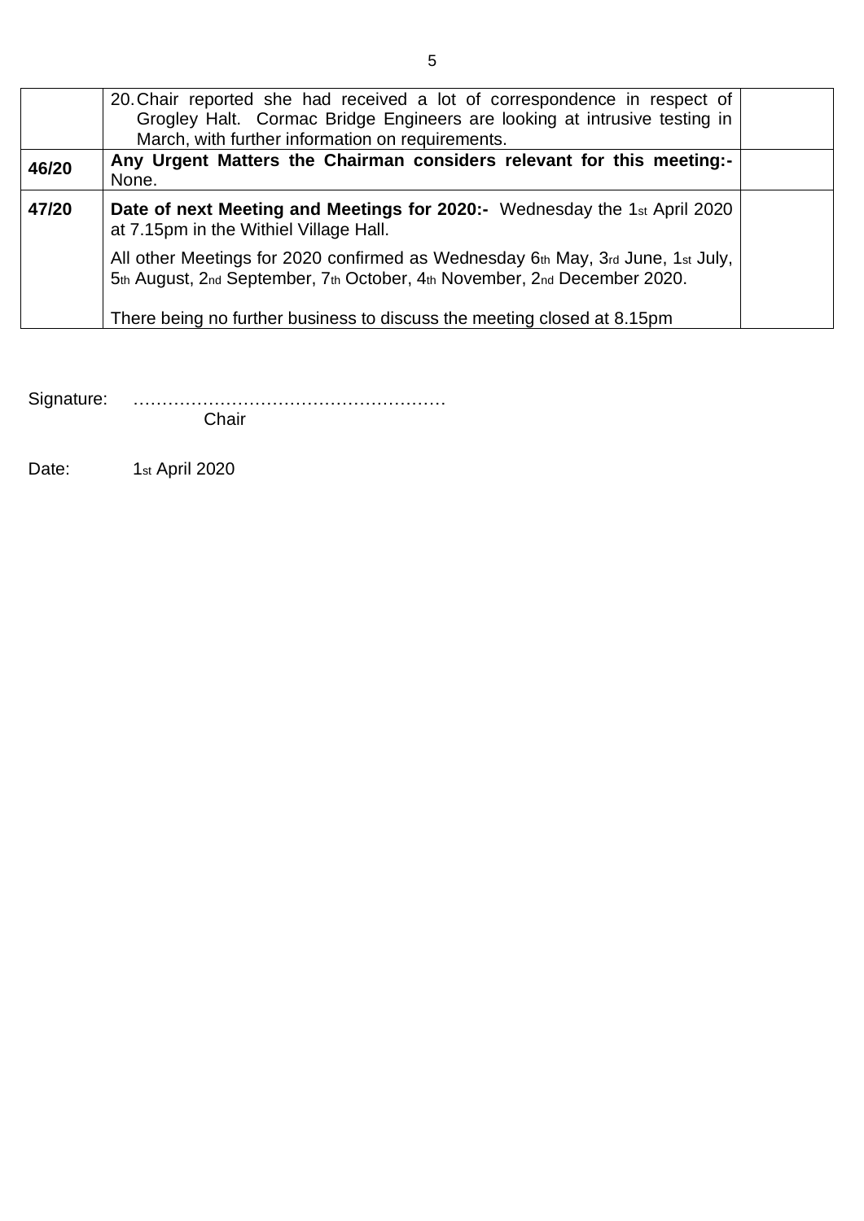| | | |
|---|---|---|
| | 20. Chair reported she had received a lot of correspondence in respect of Grogley Halt. Cormac Bridge Engineers are looking at intrusive testing in March, with further information on requirements. | |
| **46/20** | **Any Urgent Matters the Chairman considers relevant for this meeting:-** None. | |
| **47/20** | **Date of next Meeting and Meetings for 2020:-** Wednesday the 1st April 2020 at 7.15pm in the Withiel Village Hall.<br><br>All other Meetings for 2020 confirmed as Wednesday 6th May, 3rd June, 1st July, 5th August, 2nd September, 7th October, 4th November, 2nd December 2020.<br><br>There being no further business to discuss the meeting closed at 8.15pm | |

Signature: ……………………………………………
Chair

Date: 1st April 2020